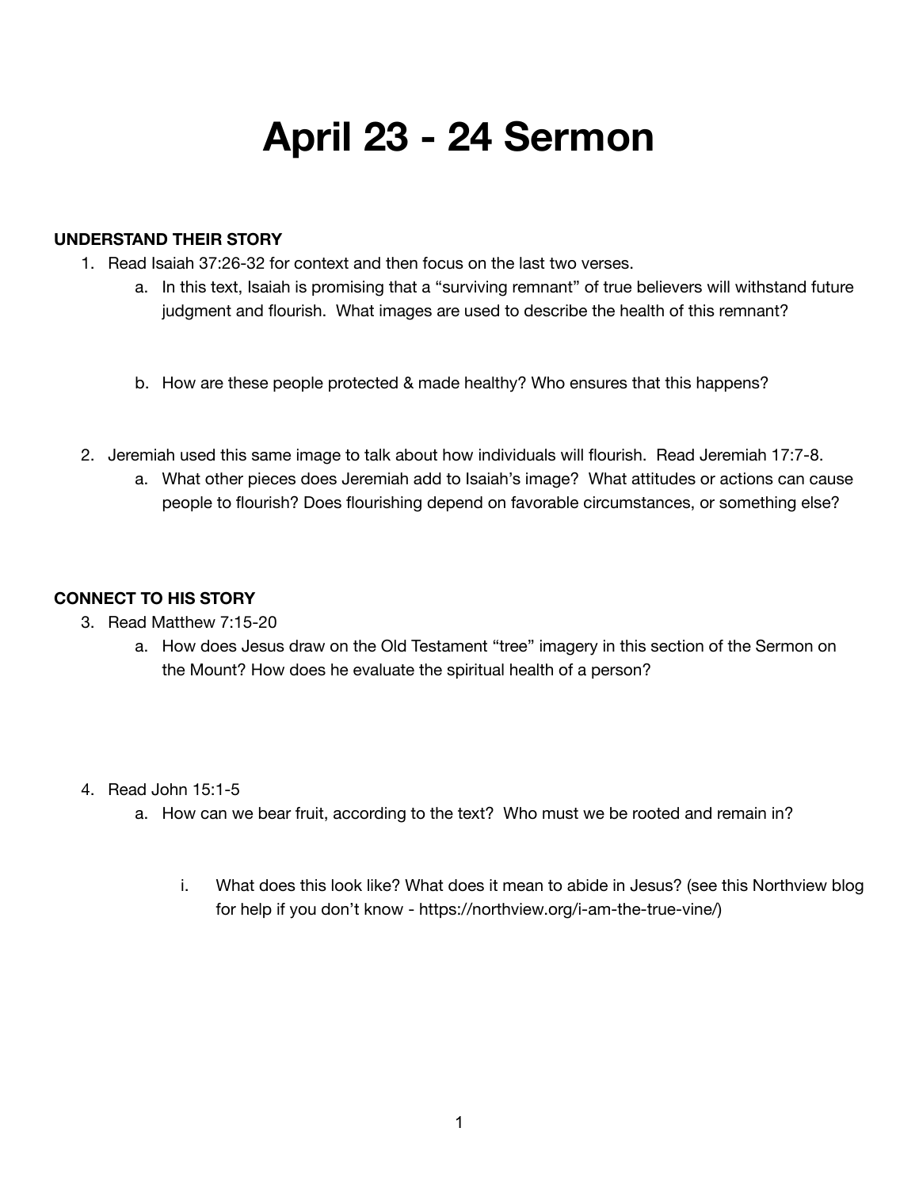# April 23 - 24 Sermon

**UNDERSTAND THEIR STORY**

1. Read Isaiah 37:26-32 for context and then focus on the last two verses.
   a. In this text, Isaiah is promising that a "surviving remnant" of true believers will withstand future judgment and flourish. What images are used to describe the health of this remnant?

   b. How are these people protected & made healthy? Who ensures that this happens?

2. Jeremiah used this same image to talk about how individuals will flourish. Read Jeremiah 17:7-8.
   a. What other pieces does Jeremiah add to Isaiah's image? What attitudes or actions can cause people to flourish? Does flourishing depend on favorable circumstances, or something else?

**CONNECT TO HIS STORY**

3. Read Matthew 7:15-20
   a. How does Jesus draw on the Old Testament "tree" imagery in this section of the Sermon on the Mount? How does he evaluate the spiritual health of a person?

4. Read John 15:1-5
   a. How can we bear fruit, according to the text? Who must we be rooted and remain in?

      i. What does this look like? What does it mean to abide in Jesus? (see this Northview blog for help if you don't know - https://northview.org/i-am-the-true-vine/)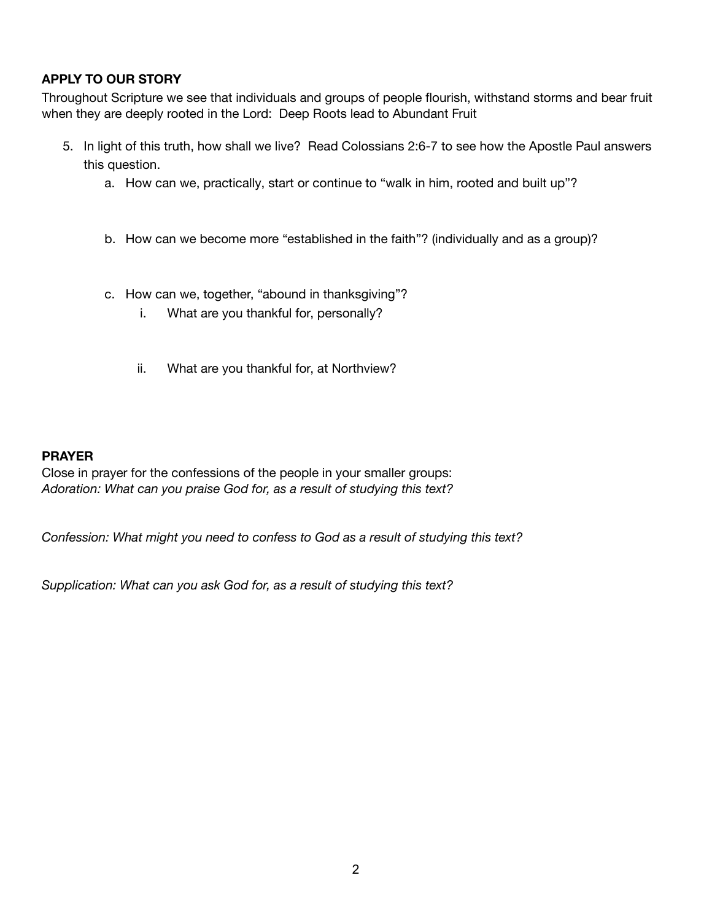**APPLY TO OUR STORY**

Throughout Scripture we see that individuals and groups of people flourish, withstand storms and bear fruit when they are deeply rooted in the Lord: Deep Roots lead to Abundant Fruit

5. In light of this truth, how shall we live? Read Colossians 2:6-7 to see how the Apostle Paul answers this question.
    a. How can we, practically, start or continue to "walk in him, rooted and built up"?
    b. How can we become more "established in the faith"? (individually and as a group)?
    c. How can we, together, "abound in thanksgiving"?
        i. What are you thankful for, personally?
        ii. What are you thankful for, at Northview?

**PRAYER**

Close in prayer for the confessions of the people in your smaller groups:

*Adoration: What can you praise God for, as a result of studying this text?*

*Confession: What might you need to confess to God as a result of studying this text?*

*Supplication: What can you ask God for, as a result of studying this text?*